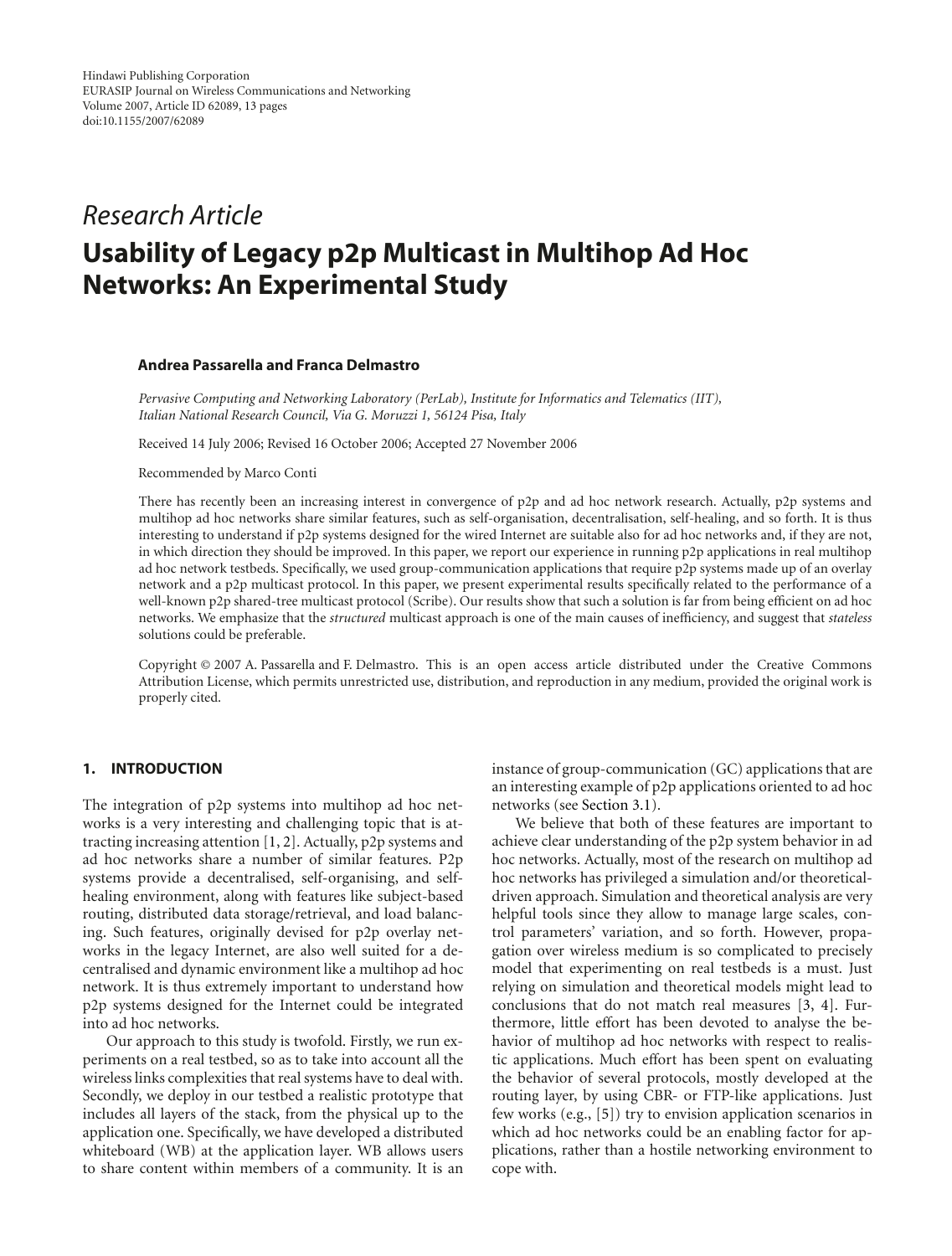Hindawi Publishing Corporation
EURASIP Journal on Wireless Communications and Networking
Volume 2007, Article ID 62089, 13 pages
doi:10.1155/2007/62089

*Research Article*

# Usability of Legacy p2p Multicast in Multihop Ad Hoc Networks: An Experimental Study

**Andrea Passarella and Franca Delmastro**

*Pervasive Computing and Networking Laboratory (PerLab), Institute for Informatics and Telematics (IIT), Italian National Research Council, Via G. Moruzzi 1, 56124 Pisa, Italy*

Received 14 July 2006; Revised 16 October 2006; Accepted 27 November 2006

Recommended by Marco Conti

There has recently been an increasing interest in convergence of p2p and ad hoc network research. Actually, p2p systems and multihop ad hoc networks share similar features, such as self-organisation, decentralisation, self-healing, and so forth. It is thus interesting to understand if p2p systems designed for the wired Internet are suitable also for ad hoc networks and, if they are not, in which direction they should be improved. In this paper, we report our experience in running p2p applications in real multihop ad hoc network testbeds. Specifically, we used group-communication applications that require p2p systems made up of an overlay network and a p2p multicast protocol. In this paper, we present experimental results specifically related to the performance of a well-known p2p shared-tree multicast protocol (Scribe). Our results show that such a solution is far from being efficient on ad hoc networks. We emphasize that the *structured* multicast approach is one of the main causes of inefficiency, and suggest that *stateless* solutions could be preferable.

Copyright © 2007 A. Passarella and F. Delmastro. This is an open access article distributed under the Creative Commons Attribution License, which permits unrestricted use, distribution, and reproduction in any medium, provided the original work is properly cited.

## 1. INTRODUCTION

The integration of p2p systems into multihop ad hoc networks is a very interesting and challenging topic that is attracting increasing attention [1, 2]. Actually, p2p systems and ad hoc networks share a number of similar features. P2p systems provide a decentralised, self-organising, and self-healing environment, along with features like subject-based routing, distributed data storage/retrieval, and load balancing. Such features, originally devised for p2p overlay networks in the legacy Internet, are also well suited for a decentralised and dynamic environment like a multihop ad hoc network. It is thus extremely important to understand how p2p systems designed for the Internet could be integrated into ad hoc networks.

Our approach to this study is twofold. Firstly, we run experiments on a real testbed, so as to take into account all the wireless links complexities that real systems have to deal with. Secondly, we deploy in our testbed a realistic prototype that includes all layers of the stack, from the physical up to the application one. Specifically, we have developed a distributed whiteboard (WB) at the application layer. WB allows users to share content within members of a community. It is an instance of group-communication (GC) applications that are an interesting example of p2p applications oriented to ad hoc networks (see Section 3.1).

We believe that both of these features are important to achieve clear understanding of the p2p system behavior in ad hoc networks. Actually, most of the research on multihop ad hoc networks has privileged a simulation and/or theoretical-driven approach. Simulation and theoretical analysis are very helpful tools since they allow to manage large scales, control parameters' variation, and so forth. However, propagation over wireless medium is so complicated to precisely model that experimenting on real testbeds is a must. Just relying on simulation and theoretical models might lead to conclusions that do not match real measures [3, 4]. Furthermore, little effort has been devoted to analyse the behavior of multihop ad hoc networks with respect to realistic applications. Much effort has been spent on evaluating the behavior of several protocols, mostly developed at the routing layer, by using CBR- or FTP-like applications. Just few works (e.g., [5]) try to envision application scenarios in which ad hoc networks could be an enabling factor for applications, rather than a hostile networking environment to cope with.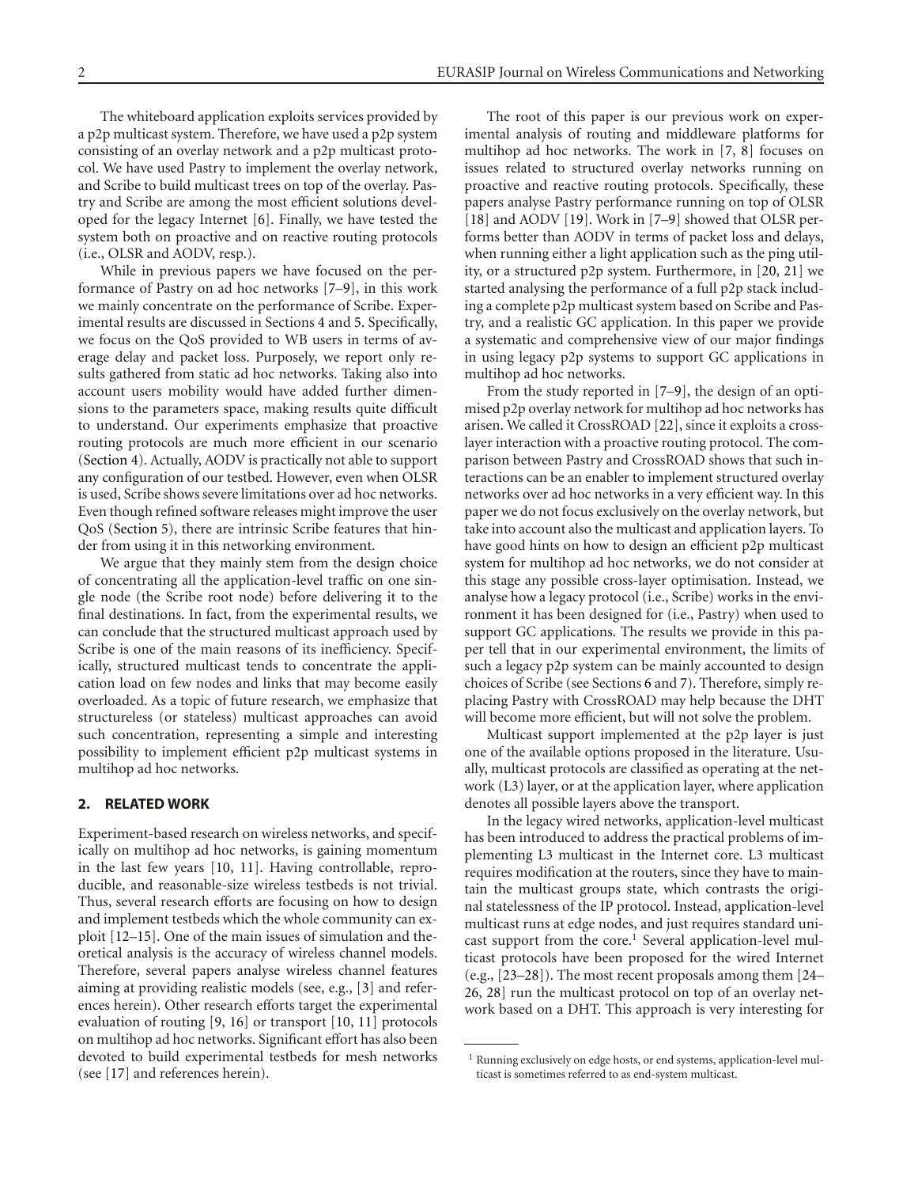The whiteboard application exploits services provided by a p2p multicast system. Therefore, we have used a p2p system consisting of an overlay network and a p2p multicast protocol. We have used Pastry to implement the overlay network, and Scribe to build multicast trees on top of the overlay. Pastry and Scribe are among the most efficient solutions developed for the legacy Internet [6]. Finally, we have tested the system both on proactive and on reactive routing protocols (i.e., OLSR and AODV, resp.).

While in previous papers we have focused on the performance of Pastry on ad hoc networks [7–9], in this work we mainly concentrate on the performance of Scribe. Experimental results are discussed in Sections 4 and 5. Specifically, we focus on the QoS provided to WB users in terms of average delay and packet loss. Purposely, we report only results gathered from static ad hoc networks. Taking also into account users mobility would have added further dimensions to the parameters space, making results quite difficult to understand. Our experiments emphasize that proactive routing protocols are much more efficient in our scenario (Section 4). Actually, AODV is practically not able to support any configuration of our testbed. However, even when OLSR is used, Scribe shows severe limitations over ad hoc networks. Even though refined software releases might improve the user QoS (Section 5), there are intrinsic Scribe features that hinder from using it in this networking environment.

We argue that they mainly stem from the design choice of concentrating all the application-level traffic on one single node (the Scribe root node) before delivering it to the final destinations. In fact, from the experimental results, we can conclude that the structured multicast approach used by Scribe is one of the main reasons of its inefficiency. Specifically, structured multicast tends to concentrate the application load on few nodes and links that may become easily overloaded. As a topic of future research, we emphasize that structureless (or stateless) multicast approaches can avoid such concentration, representing a simple and interesting possibility to implement efficient p2p multicast systems in multihop ad hoc networks.

## 2. RELATED WORK

Experiment-based research on wireless networks, and specifically on multihop ad hoc networks, is gaining momentum in the last few years [10, 11]. Having controllable, reproducible, and reasonable-size wireless testbeds is not trivial. Thus, several research efforts are focusing on how to design and implement testbeds which the whole community can exploit [12–15]. One of the main issues of simulation and theoretical analysis is the accuracy of wireless channel models. Therefore, several papers analyse wireless channel features aiming at providing realistic models (see, e.g., [3] and references herein). Other research efforts target the experimental evaluation of routing [9, 16] or transport [10, 11] protocols on multihop ad hoc networks. Significant effort has also been devoted to build experimental testbeds for mesh networks (see [17] and references herein).

The root of this paper is our previous work on experimental analysis of routing and middleware platforms for multihop ad hoc networks. The work in [7, 8] focuses on issues related to structured overlay networks running on proactive and reactive routing protocols. Specifically, these papers analyse Pastry performance running on top of OLSR [18] and AODV [19]. Work in [7–9] showed that OLSR performs better than AODV in terms of packet loss and delays, when running either a light application such as the ping utility, or a structured p2p system. Furthermore, in [20, 21] we started analysing the performance of a full p2p stack including a complete p2p multicast system based on Scribe and Pastry, and a realistic GC application. In this paper we provide a systematic and comprehensive view of our major findings in using legacy p2p systems to support GC applications in multihop ad hoc networks.

From the study reported in [7–9], the design of an optimised p2p overlay network for multihop ad hoc networks has arisen. We called it CrossROAD [22], since it exploits a cross-layer interaction with a proactive routing protocol. The comparison between Pastry and CrossROAD shows that such interactions can be an enabler to implement structured overlay networks over ad hoc networks in a very efficient way. In this paper we do not focus exclusively on the overlay network, but take into account also the multicast and application layers. To have good hints on how to design an efficient p2p multicast system for multihop ad hoc networks, we do not consider at this stage any possible cross-layer optimisation. Instead, we analyse how a legacy protocol (i.e., Scribe) works in the environment it has been designed for (i.e., Pastry) when used to support GC applications. The results we provide in this paper tell that in our experimental environment, the limits of such a legacy p2p system can be mainly accounted to design choices of Scribe (see Sections 6 and 7). Therefore, simply replacing Pastry with CrossROAD may help because the DHT will become more efficient, but will not solve the problem.

Multicast support implemented at the p2p layer is just one of the available options proposed in the literature. Usually, multicast protocols are classified as operating at the network (L3) layer, or at the application layer, where application denotes all possible layers above the transport.

In the legacy wired networks, application-level multicast has been introduced to address the practical problems of implementing L3 multicast in the Internet core. L3 multicast requires modification at the routers, since they have to maintain the multicast groups state, which contrasts the original statelessness of the IP protocol. Instead, application-level multicast runs at edge nodes, and just requires standard unicast support from the core.[1] Several application-level multicast protocols have been proposed for the wired Internet (e.g., [23–28]). The most recent proposals among them [24–26, 28] run the multicast protocol on top of an overlay network based on a DHT. This approach is very interesting for

[1] Running exclusively on edge hosts, or end systems, application-level multicast is sometimes referred to as end-system multicast.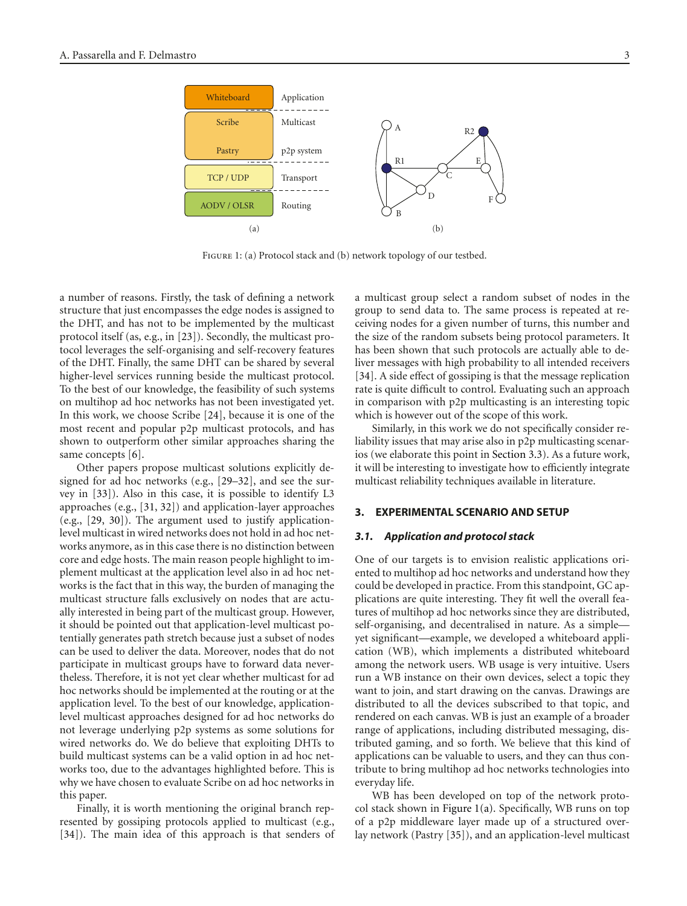Whiteboard
Scribe
Pastry
TCP / UDP
AODV / OLSR

Application
Multicast
p2p system
Transport
Routing

(a)

A
R1
B
D
C
R2
E
F

(b)

Figure 1: (a) Protocol stack and (b) network topology of our testbed.

a number of reasons. Firstly, the task of defining a network structure that just encompasses the edge nodes is assigned to the DHT, and has not to be implemented by the multicast protocol itself (as, e.g., in [23]). Secondly, the multicast protocol leverages the self-organising and self-recovery features of the DHT. Finally, the same DHT can be shared by several higher-level services running beside the multicast protocol. To the best of our knowledge, the feasibility of such systems on multihop ad hoc networks has not been investigated yet. In this work, we choose Scribe [24], because it is one of the most recent and popular p2p multicast protocols, and has shown to outperform other similar approaches sharing the same concepts [6].

Other papers propose multicast solutions explicitly designed for ad hoc networks (e.g., [29–32], and see the survey in [33]). Also in this case, it is possible to identify L3 approaches (e.g., [31, 32]) and application-layer approaches (e.g., [29, 30]). The argument used to justify application-level multicast in wired networks does not hold in ad hoc networks anymore, as in this case there is no distinction between core and edge hosts. The main reason people highlight to implement multicast at the application level also in ad hoc networks is the fact that in this way, the burden of managing the multicast structure falls exclusively on nodes that are actually interested in being part of the multicast group. However, it should be pointed out that application-level multicast potentially generates path stretch because just a subset of nodes can be used to deliver the data. Moreover, nodes that do not participate in multicast groups have to forward data nevertheless. Therefore, it is not yet clear whether multicast for ad hoc networks should be implemented at the routing or at the application level. To the best of our knowledge, application-level multicast approaches designed for ad hoc networks do not leverage underlying p2p systems as some solutions for wired networks do. We do believe that exploiting DHTs to build multicast systems can be a valid option in ad hoc networks too, due to the advantages highlighted before. This is why we have chosen to evaluate Scribe on ad hoc networks in this paper.

Finally, it is worth mentioning the original branch represented by gossiping protocols applied to multicast (e.g., [34]). The main idea of this approach is that senders of a multicast group select a random subset of nodes in the group to send data to. The same process is repeated at receiving nodes for a given number of turns, this number and the size of the random subsets being protocol parameters. It has been shown that such protocols are actually able to deliver messages with high probability to all intended receivers [34]. A side effect of gossiping is that the message replication rate is quite difficult to control. Evaluating such an approach in comparison with p2p multicasting is an interesting topic which is however out of the scope of this work.

Similarly, in this work we do not specifically consider reliability issues that may arise also in p2p multicasting scenarios (we elaborate this point in Section 3.3). As a future work, it will be interesting to investigate how to efficiently integrate multicast reliability techniques available in literature.

## 3. EXPERIMENTAL SCENARIO AND SETUP

### 3.1. Application and protocol stack

One of our targets is to envision realistic applications oriented to multihop ad hoc networks and understand how they could be developed in practice. From this standpoint, GC applications are quite interesting. They fit well the overall features of multihop ad hoc networks since they are distributed, self-organising, and decentralised in nature. As a simple—yet significant—example, we developed a whiteboard application (WB), which implements a distributed whiteboard among the network users. WB usage is very intuitive. Users run a WB instance on their own devices, select a topic they want to join, and start drawing on the canvas. Drawings are distributed to all the devices subscribed to that topic, and rendered on each canvas. WB is just an example of a broader range of applications, including distributed messaging, distributed gaming, and so forth. We believe that this kind of applications can be valuable to users, and they can thus contribute to bring multihop ad hoc networks technologies into everyday life.

WB has been developed on top of the network protocol stack shown in Figure 1(a). Specifically, WB runs on top of a p2p middleware layer made up of a structured overlay network (Pastry [35]), and an application-level multicast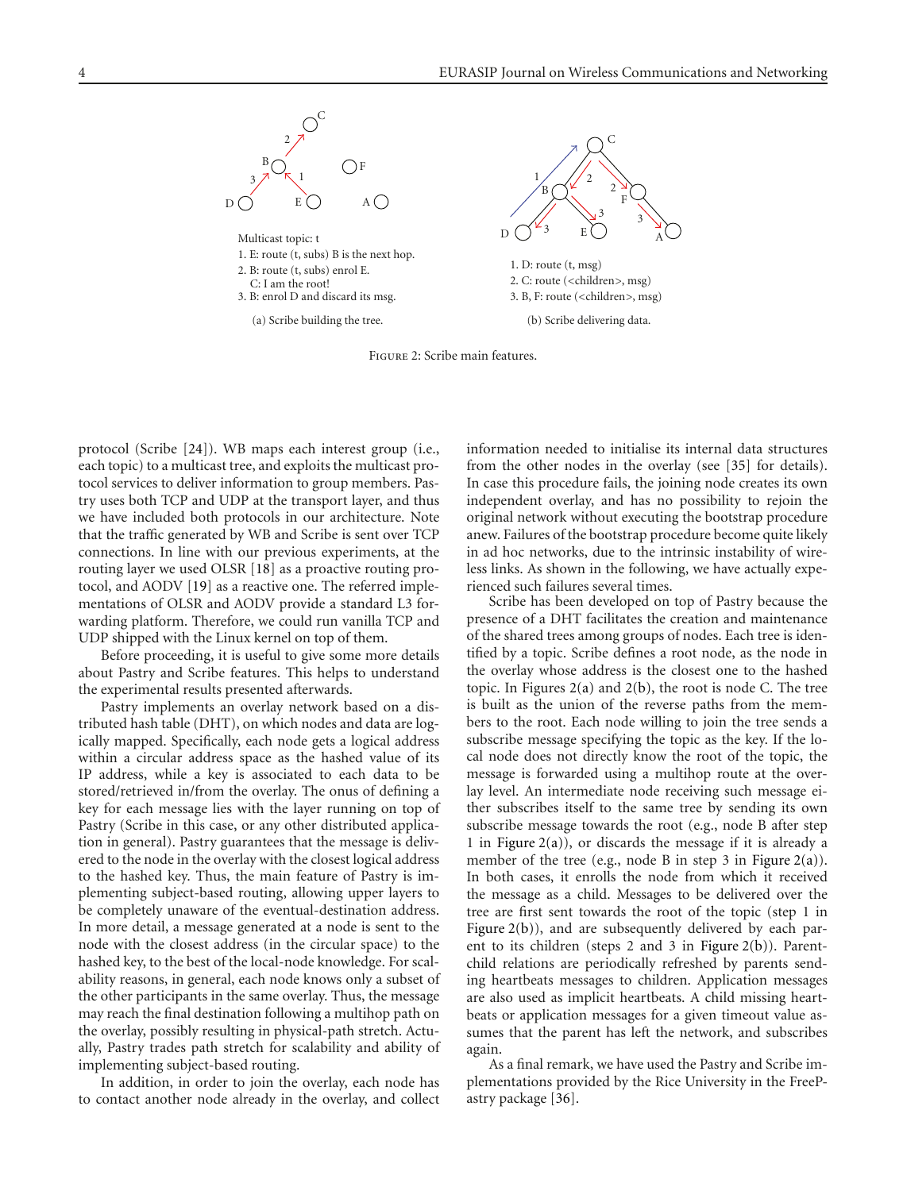Multicast topic: t

1. E: route (t, subs) B is the next hop.
2. B: route (t, subs) enrol E.
   C: I am the root!
3. B: enrol D and discard its msg.

(a) Scribe building the tree.

1. D: route (t, msg)
2. C: route (<children>, msg)
3. B, F: route (<children>, msg)

(b) Scribe delivering data.

Figure 2: Scribe main features.

protocol (Scribe [24]). WB maps each interest group (i.e., each topic) to a multicast tree, and exploits the multicast protocol services to deliver information to group members. Pastry uses both TCP and UDP at the transport layer, and thus we have included both protocols in our architecture. Note that the traffic generated by WB and Scribe is sent over TCP connections. In line with our previous experiments, at the routing layer we used OLSR [18] as a proactive routing protocol, and AODV [19] as a reactive one. The referred implementations of OLSR and AODV provide a standard L3 forwarding platform. Therefore, we could run vanilla TCP and UDP shipped with the Linux kernel on top of them.

Before proceeding, it is useful to give some more details about Pastry and Scribe features. This helps to understand the experimental results presented afterwards.

Pastry implements an overlay network based on a distributed hash table (DHT), on which nodes and data are logically mapped. Specifically, each node gets a logical address within a circular address space as the hashed value of its IP address, while a key is associated to each data to be stored/retrieved in/from the overlay. The onus of defining a key for each message lies with the layer running on top of Pastry (Scribe in this case, or any other distributed application in general). Pastry guarantees that the message is delivered to the node in the overlay with the closest logical address to the hashed key. Thus, the main feature of Pastry is implementing subject-based routing, allowing upper layers to be completely unaware of the eventual-destination address. In more detail, a message generated at a node is sent to the node with the closest address (in the circular space) to the hashed key, to the best of the local-node knowledge. For scalability reasons, in general, each node knows only a subset of the other participants in the same overlay. Thus, the message may reach the final destination following a multihop path on the overlay, possibly resulting in physical-path stretch. Actually, Pastry trades path stretch for scalability and ability of implementing subject-based routing.

In addition, in order to join the overlay, each node has to contact another node already in the overlay, and collect information needed to initialise its internal data structures from the other nodes in the overlay (see [35] for details). In case this procedure fails, the joining node creates its own independent overlay, and has no possibility to rejoin the original network without executing the bootstrap procedure anew. Failures of the bootstrap procedure become quite likely in ad hoc networks, due to the intrinsic instability of wireless links. As shown in the following, we have actually experienced such failures several times.

Scribe has been developed on top of Pastry because the presence of a DHT facilitates the creation and maintenance of the shared trees among groups of nodes. Each tree is identified by a topic. Scribe defines a root node, as the node in the overlay whose address is the closest one to the hashed topic. In Figures 2(a) and 2(b), the root is node C. The tree is built as the union of the reverse paths from the members to the root. Each node willing to join the tree sends a subscribe message specifying the topic as the key. If the local node does not directly know the root of the topic, the message is forwarded using a multihop route at the overlay level. An intermediate node receiving such message either subscribes itself to the same tree by sending its own subscribe message towards the root (e.g., node B after step 1 in Figure 2(a)), or discards the message if it is already a member of the tree (e.g., node B in step 3 in Figure 2(a)). In both cases, it enrolls the node from which it received the message as a child. Messages to be delivered over the tree are first sent towards the root of the topic (step 1 in Figure 2(b)), and are subsequently delivered by each parent to its children (steps 2 and 3 in Figure 2(b)). Parent-child relations are periodically refreshed by parents sending heartbeats messages to children. Application messages are also used as implicit heartbeats. A child missing heartbeats or application messages for a given timeout value assumes that the parent has left the network, and subscribes again.

As a final remark, we have used the Pastry and Scribe implementations provided by the Rice University in the FreePastry package [36].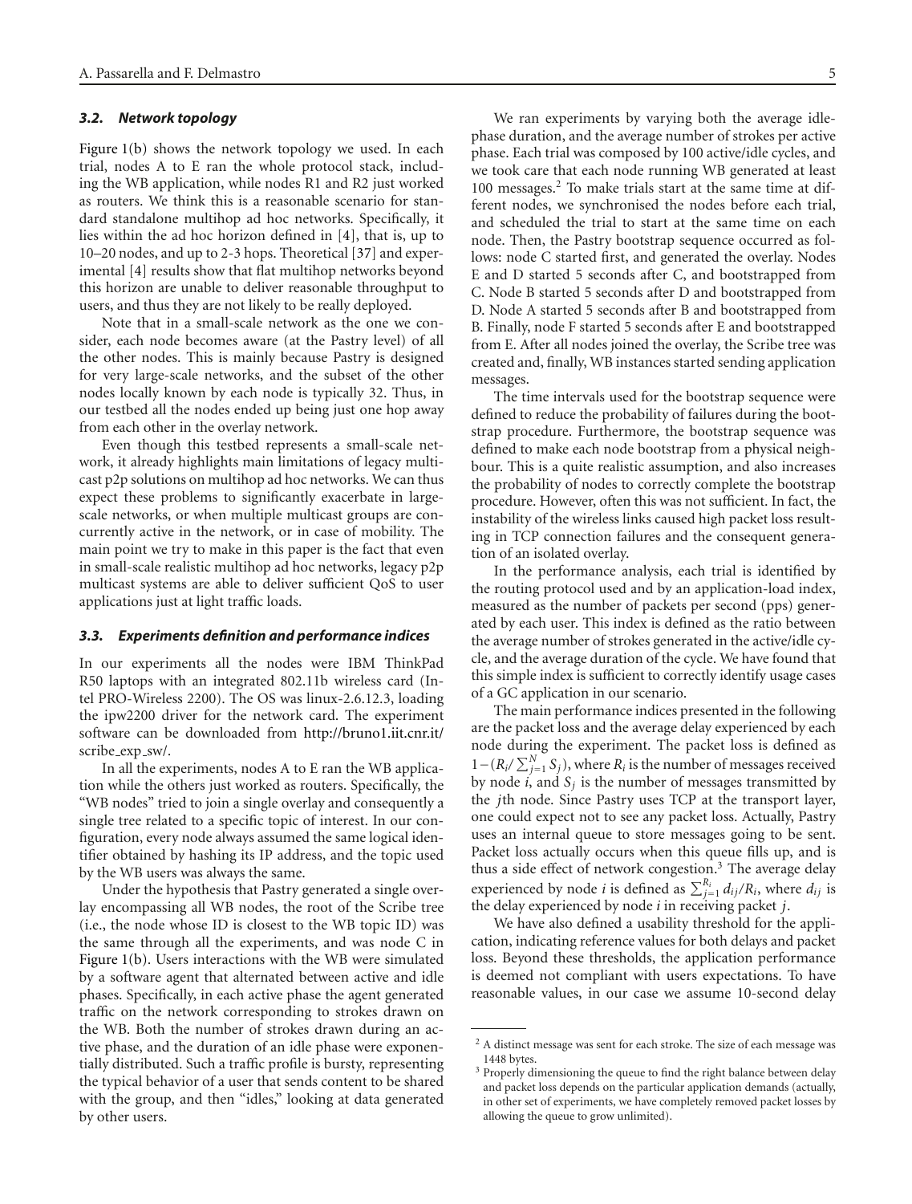### 3.2. Network topology

Figure 1(b) shows the network topology we used. In each trial, nodes A to E ran the whole protocol stack, including the WB application, while nodes R1 and R2 just worked as routers. We think this is a reasonable scenario for standard standalone multihop ad hoc networks. Specifically, it lies within the ad hoc horizon defined in [4], that is, up to 10–20 nodes, and up to 2-3 hops. Theoretical [37] and experimental [4] results show that flat multihop networks beyond this horizon are unable to deliver reasonable throughput to users, and thus they are not likely to be really deployed.

Note that in a small-scale network as the one we consider, each node becomes aware (at the Pastry level) of all the other nodes. This is mainly because Pastry is designed for very large-scale networks, and the subset of the other nodes locally known by each node is typically 32. Thus, in our testbed all the nodes ended up being just one hop away from each other in the overlay network.

Even though this testbed represents a small-scale network, it already highlights main limitations of legacy multicast p2p solutions on multihop ad hoc networks. We can thus expect these problems to significantly exacerbate in large-scale networks, or when multiple multicast groups are concurrently active in the network, or in case of mobility. The main point we try to make in this paper is the fact that even in small-scale realistic multihop ad hoc networks, legacy p2p multicast systems are able to deliver sufficient QoS to user applications just at light traffic loads.

### 3.3. Experiments definition and performance indices

In our experiments all the nodes were IBM ThinkPad R50 laptops with an integrated 802.11b wireless card (Intel PRO-Wireless 2200). The OS was linux-2.6.12.3, loading the ipw2200 driver for the network card. The experiment software can be downloaded from http://bruno1.iit.cnr.it/scribe_exp_sw/.

In all the experiments, nodes A to E ran the WB application while the others just worked as routers. Specifically, the "WB nodes" tried to join a single overlay and consequently a single tree related to a specific topic of interest. In our configuration, every node always assumed the same logical identifier obtained by hashing its IP address, and the topic used by the WB users was always the same.

Under the hypothesis that Pastry generated a single overlay encompassing all WB nodes, the root of the Scribe tree (i.e., the node whose ID is closest to the WB topic ID) was the same through all the experiments, and was node C in Figure 1(b). Users interactions with the WB were simulated by a software agent that alternated between active and idle phases. Specifically, in each active phase the agent generated traffic on the network corresponding to strokes drawn on the WB. Both the number of strokes drawn during an active phase, and the duration of an idle phase were exponentially distributed. Such a traffic profile is bursty, representing the typical behavior of a user that sends content to be shared with the group, and then "idles," looking at data generated by other users.

We ran experiments by varying both the average idle-phase duration, and the average number of strokes per active phase. Each trial was composed by 100 active/idle cycles, and we took care that each node running WB generated at least 100 messages.[2] To make trials start at the same time at different nodes, we synchronised the nodes before each trial, and scheduled the trial to start at the same time on each node. Then, the Pastry bootstrap sequence occurred as follows: node C started first, and generated the overlay. Nodes E and D started 5 seconds after C, and bootstrapped from C. Node B started 5 seconds after D and bootstrapped from D. Node A started 5 seconds after B and bootstrapped from B. Finally, node F started 5 seconds after E and bootstrapped from E. After all nodes joined the overlay, the Scribe tree was created and, finally, WB instances started sending application messages.

The time intervals used for the bootstrap sequence were defined to reduce the probability of failures during the bootstrap procedure. Furthermore, the bootstrap sequence was defined to make each node bootstrap from a physical neighbour. This is a quite realistic assumption, and also increases the probability of nodes to correctly complete the bootstrap procedure. However, often this was not sufficient. In fact, the instability of the wireless links caused high packet loss resulting in TCP connection failures and the consequent generation of an isolated overlay.

In the performance analysis, each trial is identified by the routing protocol used and by an application-load index, measured as the number of packets per second (pps) generated by each user. This index is defined as the ratio between the average number of strokes generated in the active/idle cycle, and the average duration of the cycle. We have found that this simple index is sufficient to correctly identify usage cases of a GC application in our scenario.

The main performance indices presented in the following are the packet loss and the average delay experienced by each node during the experiment. The packet loss is defined as $1-(R_i/\sum_{j=1}^{N} S_j)$, where $R_i$ is the number of messages received by node $i$, and $S_j$ is the number of messages transmitted by the $j$th node. Since Pastry uses TCP at the transport layer, one could expect not to see any packet loss. Actually, Pastry uses an internal queue to store messages going to be sent. Packet loss actually occurs when this queue fills up, and is thus a side effect of network congestion.[3] The average delay experienced by node $i$ is defined as $\sum_{j=1}^{R_i} d_{ij}/R_i$, where $d_{ij}$ is the delay experienced by node $i$ in receiving packet $j$.

We have also defined a usability threshold for the application, indicating reference values for both delays and packet loss. Beyond these thresholds, the application performance is deemed not compliant with users expectations. To have reasonable values, in our case we assume 10-second delay

---

[2] A distinct message was sent for each stroke. The size of each message was 1448 bytes.

[3] Properly dimensioning the queue to find the right balance between delay and packet loss depends on the particular application demands (actually, in other set of experiments, we have completely removed packet losses by allowing the queue to grow unlimited).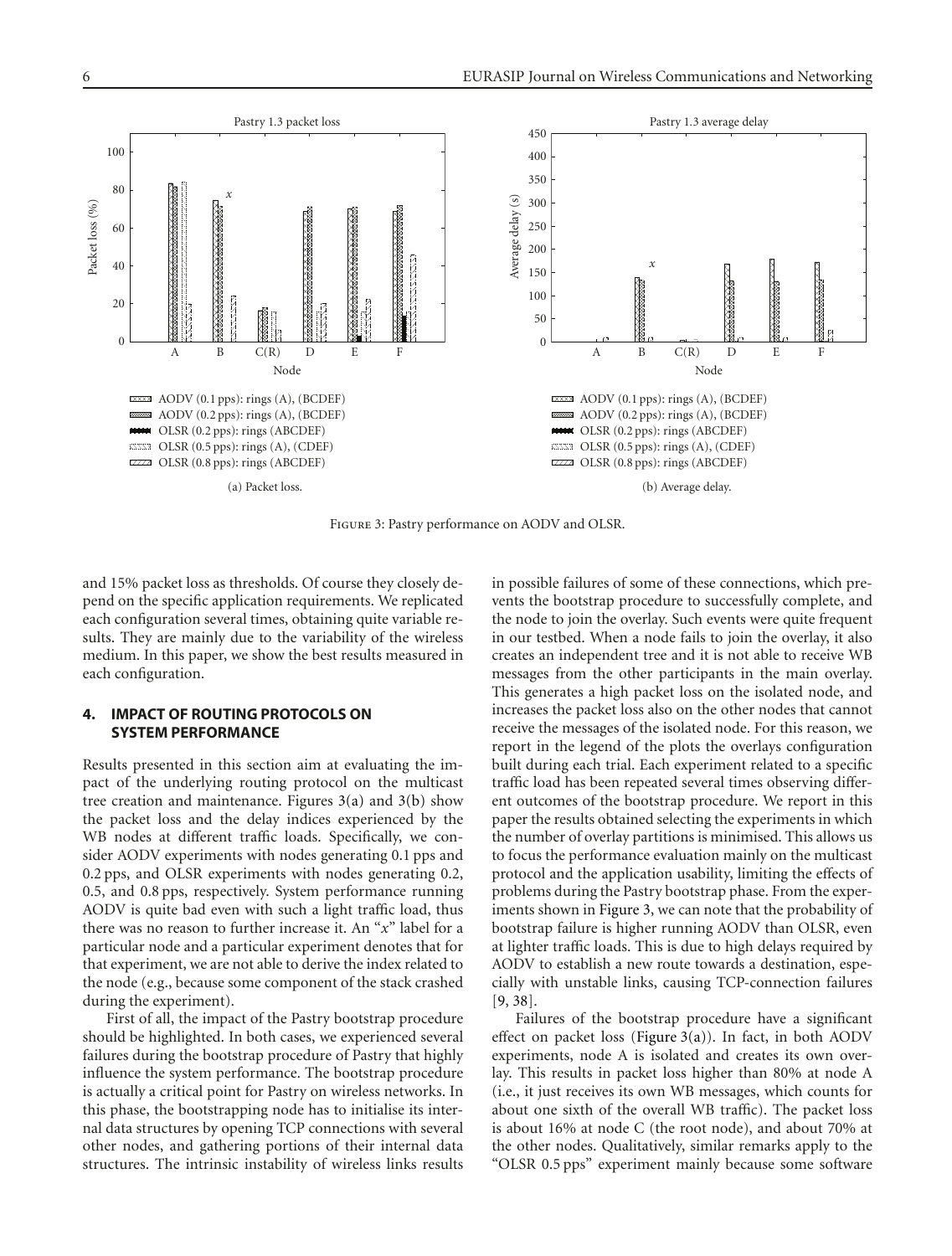Pastry 1.3 packet loss

Packet loss (%)

100
80
60
40
20
0

x

A B C(R) D E F

Node

AODV (0.1 pps): rings (A), (BCDEF)
AODV (0.2 pps): rings (A), (BCDEF)
OLSR (0.2 pps): rings (ABCDEF)
OLSR (0.5 pps): rings (A), (CDEF)
OLSR (0.8 pps): rings (ABCDEF)

(a) Packet loss.

Pastry 1.3 average delay

Average delay (s)

450
400
350
300
250
200
150
100
50
0

x

A B C(R) D E F

Node

AODV (0.1 pps): rings (A), (BCDEF)
AODV (0.2 pps): rings (A), (BCDEF)
OLSR (0.2 pps): rings (ABCDEF)
OLSR (0.5 pps): rings (A), (CDEF)
OLSR (0.8 pps): rings (ABCDEF)

(b) Average delay.

Figure 3: Pastry performance on AODV and OLSR.

and 15% packet loss as thresholds. Of course they closely depend on the specific application requirements. We replicated each configuration several times, obtaining quite variable results. They are mainly due to the variability of the wireless medium. In this paper, we show the best results measured in each configuration.

## 4. IMPACT OF ROUTING PROTOCOLS ON SYSTEM PERFORMANCE

Results presented in this section aim at evaluating the impact of the underlying routing protocol on the multicast tree creation and maintenance. Figures 3(a) and 3(b) show the packet loss and the delay indices experienced by the WB nodes at different traffic loads. Specifically, we consider AODV experiments with nodes generating 0.1 pps and 0.2 pps, and OLSR experiments with nodes generating 0.2, 0.5, and 0.8 pps, respectively. System performance running AODV is quite bad even with such a light traffic load, thus there was no reason to further increase it. An "*x*" label for a particular node and a particular experiment denotes that for that experiment, we are not able to derive the index related to the node (e.g., because some component of the stack crashed during the experiment).

First of all, the impact of the Pastry bootstrap procedure should be highlighted. In both cases, we experienced several failures during the bootstrap procedure of Pastry that highly influence the system performance. The bootstrap procedure is actually a critical point for Pastry on wireless networks. In this phase, the bootstrapping node has to initialise its internal data structures by opening TCP connections with several other nodes, and gathering portions of their internal data structures. The intrinsic instability of wireless links results in possible failures of some of these connections, which prevents the bootstrap procedure to successfully complete, and the node to join the overlay. Such events were quite frequent in our testbed. When a node fails to join the overlay, it also creates an independent tree and it is not able to receive WB messages from the other participants in the main overlay. This generates a high packet loss on the isolated node, and increases the packet loss also on the other nodes that cannot receive the messages of the isolated node. For this reason, we report in the legend of the plots the overlays configuration built during each trial. Each experiment related to a specific traffic load has been repeated several times observing different outcomes of the bootstrap procedure. We report in this paper the results obtained selecting the experiments in which the number of overlay partitions is minimised. This allows us to focus the performance evaluation mainly on the multicast protocol and the application usability, limiting the effects of problems during the Pastry bootstrap phase. From the experiments shown in Figure 3, we can note that the probability of bootstrap failure is higher running AODV than OLSR, even at lighter traffic loads. This is due to high delays required by AODV to establish a new route towards a destination, especially with unstable links, causing TCP-connection failures [9, 38].

Failures of the bootstrap procedure have a significant effect on packet loss (Figure 3(a)). In fact, in both AODV experiments, node A is isolated and creates its own overlay. This results in packet loss higher than 80% at node A (i.e., it just receives its own WB messages, which counts for about one sixth of the overall WB traffic). The packet loss is about 16% at node C (the root node), and about 70% at the other nodes. Qualitatively, similar remarks apply to the "OLSR 0.5 pps" experiment mainly because some software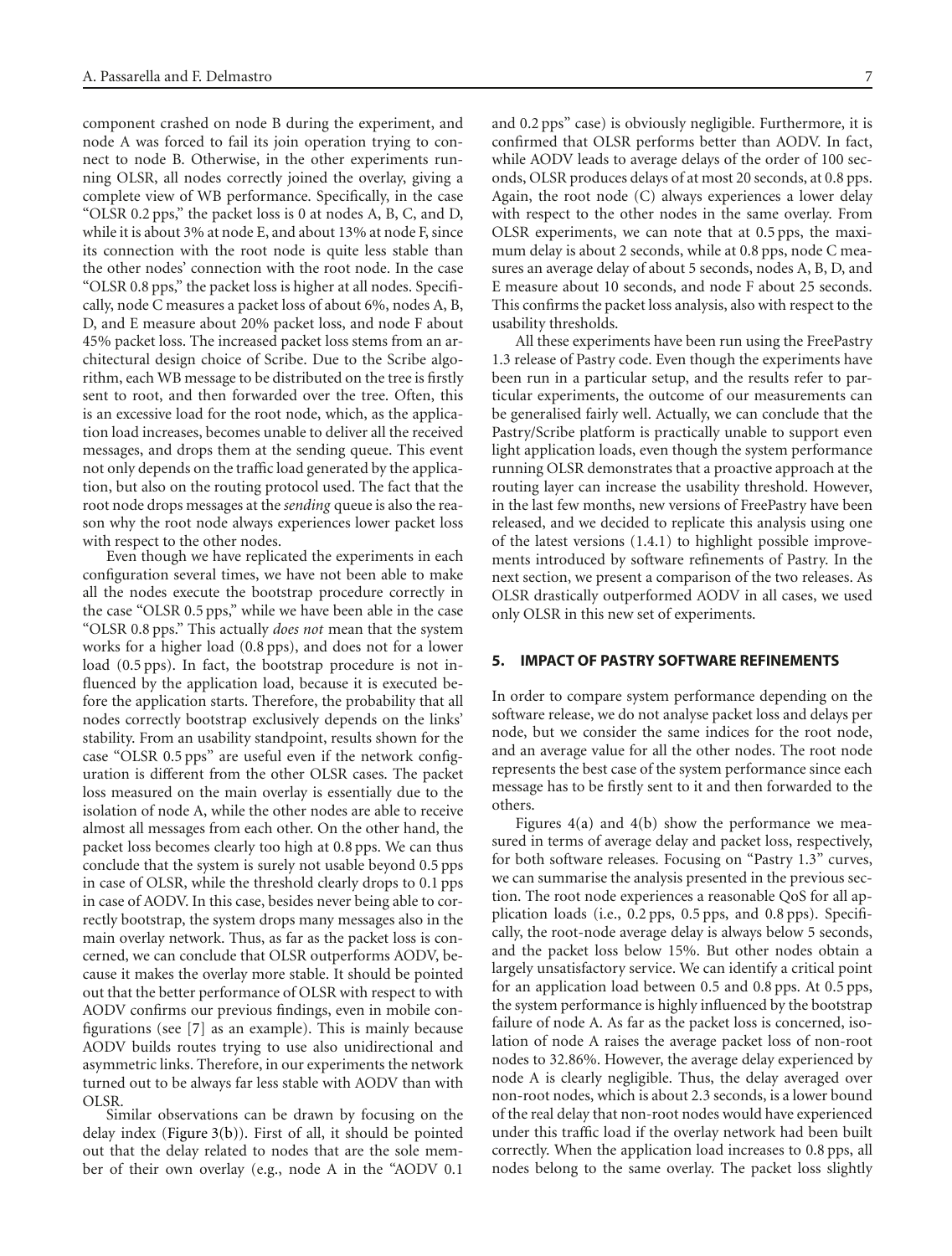component crashed on node B during the experiment, and node A was forced to fail its join operation trying to connect to node B. Otherwise, in the other experiments running OLSR, all nodes correctly joined the overlay, giving a complete view of WB performance. Specifically, in the case "OLSR 0.2 pps," the packet loss is 0 at nodes A, B, C, and D, while it is about 3% at node E, and about 13% at node F, since its connection with the root node is quite less stable than the other nodes' connection with the root node. In the case "OLSR 0.8 pps," the packet loss is higher at all nodes. Specifically, node C measures a packet loss of about 6%, nodes A, B, D, and E measure about 20% packet loss, and node F about 45% packet loss. The increased packet loss stems from an architectural design choice of Scribe. Due to the Scribe algorithm, each WB message to be distributed on the tree is firstly sent to root, and then forwarded over the tree. Often, this is an excessive load for the root node, which, as the application load increases, becomes unable to deliver all the received messages, and drops them at the sending queue. This event not only depends on the traffic load generated by the application, but also on the routing protocol used. The fact that the root node drops messages at the *sending* queue is also the reason why the root node always experiences lower packet loss with respect to the other nodes.

Even though we have replicated the experiments in each configuration several times, we have not been able to make all the nodes execute the bootstrap procedure correctly in the case "OLSR 0.5 pps," while we have been able in the case "OLSR 0.8 pps." This actually *does not* mean that the system works for a higher load (0.8 pps), and does not for a lower load (0.5 pps). In fact, the bootstrap procedure is not influenced by the application load, because it is executed before the application starts. Therefore, the probability that all nodes correctly bootstrap exclusively depends on the links' stability. From an usability standpoint, results shown for the case "OLSR 0.5 pps" are useful even if the network configuration is different from the other OLSR cases. The packet loss measured on the main overlay is essentially due to the isolation of node A, while the other nodes are able to receive almost all messages from each other. On the other hand, the packet loss becomes clearly too high at 0.8 pps. We can thus conclude that the system is surely not usable beyond 0.5 pps in case of OLSR, while the threshold clearly drops to 0.1 pps in case of AODV. In this case, besides never being able to correctly bootstrap, the system drops many messages also in the main overlay network. Thus, as far as the packet loss is concerned, we can conclude that OLSR outperforms AODV, because it makes the overlay more stable. It should be pointed out that the better performance of OLSR with respect to with AODV confirms our previous findings, even in mobile configurations (see [7] as an example). This is mainly because AODV builds routes trying to use also unidirectional and asymmetric links. Therefore, in our experiments the network turned out to be always far less stable with AODV than with OLSR.

Similar observations can be drawn by focusing on the delay index (Figure 3(b)). First of all, it should be pointed out that the delay related to nodes that are the sole member of their own overlay (e.g., node A in the "AODV 0.1 and 0.2 pps" case) is obviously negligible. Furthermore, it is confirmed that OLSR performs better than AODV. In fact, while AODV leads to average delays of the order of 100 seconds, OLSR produces delays of at most 20 seconds, at 0.8 pps. Again, the root node (C) always experiences a lower delay with respect to the other nodes in the same overlay. From OLSR experiments, we can note that at 0.5 pps, the maximum delay is about 2 seconds, while at 0.8 pps, node C measures an average delay of about 5 seconds, nodes A, B, D, and E measure about 10 seconds, and node F about 25 seconds. This confirms the packet loss analysis, also with respect to the usability thresholds.

All these experiments have been run using the FreePastry 1.3 release of Pastry code. Even though the experiments have been run in a particular setup, and the results refer to particular experiments, the outcome of our measurements can be generalised fairly well. Actually, we can conclude that the Pastry/Scribe platform is practically unable to support even light application loads, even though the system performance running OLSR demonstrates that a proactive approach at the routing layer can increase the usability threshold. However, in the last few months, new versions of FreePastry have been released, and we decided to replicate this analysis using one of the latest versions (1.4.1) to highlight possible improvements introduced by software refinements of Pastry. In the next section, we present a comparison of the two releases. As OLSR drastically outperformed AODV in all cases, we used only OLSR in this new set of experiments.

## 5. IMPACT OF PASTRY SOFTWARE REFINEMENTS

In order to compare system performance depending on the software release, we do not analyse packet loss and delays per node, but we consider the same indices for the root node, and an average value for all the other nodes. The root node represents the best case of the system performance since each message has to be firstly sent to it and then forwarded to the others.

Figures 4(a) and 4(b) show the performance we measured in terms of average delay and packet loss, respectively, for both software releases. Focusing on "Pastry 1.3" curves, we can summarise the analysis presented in the previous section. The root node experiences a reasonable QoS for all application loads (i.e., 0.2 pps, 0.5 pps, and 0.8 pps). Specifically, the root-node average delay is always below 5 seconds, and the packet loss below 15%. But other nodes obtain a largely unsatisfactory service. We can identify a critical point for an application load between 0.5 and 0.8 pps. At 0.5 pps, the system performance is highly influenced by the bootstrap failure of node A. As far as the packet loss is concerned, isolation of node A raises the average packet loss of non-root nodes to 32.86%. However, the average delay experienced by node A is clearly negligible. Thus, the delay averaged over non-root nodes, which is about 2.3 seconds, is a lower bound of the real delay that non-root nodes would have experienced under this traffic load if the overlay network had been built correctly. When the application load increases to 0.8 pps, all nodes belong to the same overlay. The packet loss slightly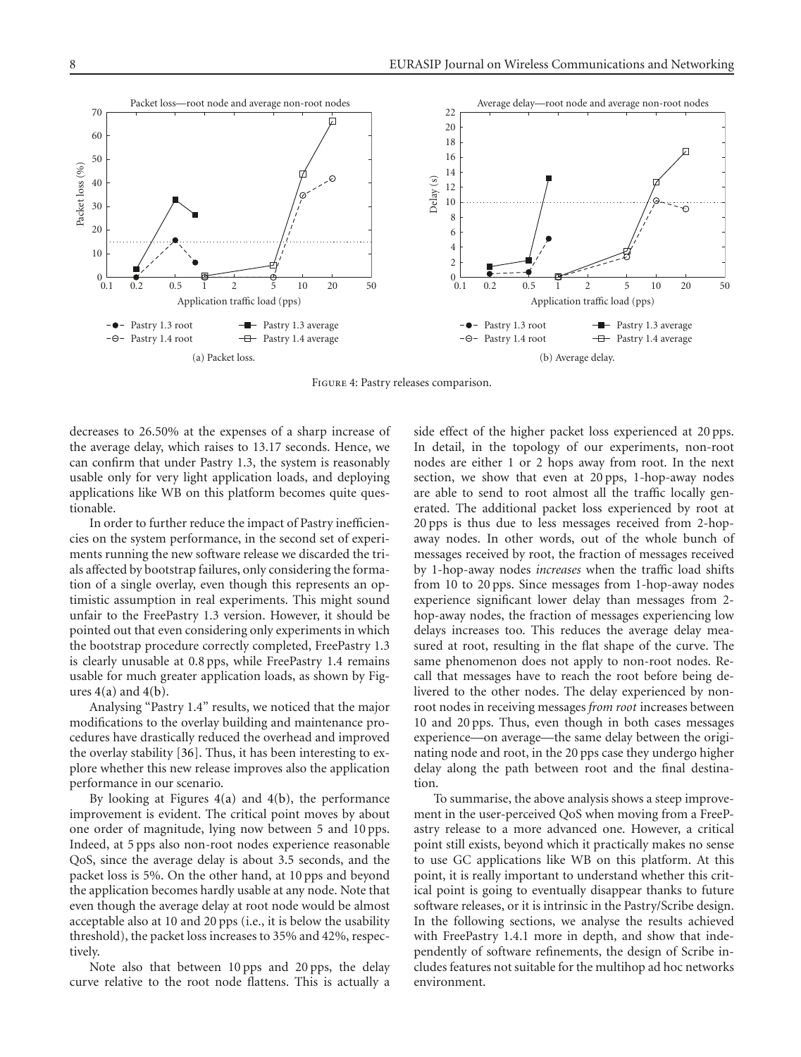Figure 4: Pastry releases comparison.

(a) Packet loss.

(b) Average delay.

decreases to 26.50% at the expenses of a sharp increase of the average delay, which raises to 13.17 seconds. Hence, we can confirm that under Pastry 1.3, the system is reasonably usable only for very light application loads, and deploying applications like WB on this platform becomes quite questionable.

In order to further reduce the impact of Pastry inefficiencies on the system performance, in the second set of experiments running the new software release we discarded the trials affected by bootstrap failures, only considering the formation of a single overlay, even though this represents an optimistic assumption in real experiments. This might sound unfair to the FreePastry 1.3 version. However, it should be pointed out that even considering only experiments in which the bootstrap procedure correctly completed, FreePastry 1.3 is clearly unusable at 0.8 pps, while FreePastry 1.4 remains usable for much greater application loads, as shown by Figures 4(a) and 4(b).

Analysing "Pastry 1.4" results, we noticed that the major modifications to the overlay building and maintenance procedures have drastically reduced the overhead and improved the overlay stability [36]. Thus, it has been interesting to explore whether this new release improves also the application performance in our scenario.

By looking at Figures 4(a) and 4(b), the performance improvement is evident. The critical point moves by about one order of magnitude, lying now between 5 and 10 pps. Indeed, at 5 pps also non-root nodes experience reasonable QoS, since the average delay is about 3.5 seconds, and the packet loss is 5%. On the other hand, at 10 pps and beyond the application becomes hardly usable at any node. Note that even though the average delay at root node would be almost acceptable also at 10 and 20 pps (i.e., it is below the usability threshold), the packet loss increases to 35% and 42%, respectively.

Note also that between 10 pps and 20 pps, the delay curve relative to the root node flattens. This is actually a side effect of the higher packet loss experienced at 20 pps. In detail, in the topology of our experiments, non-root nodes are either 1 or 2 hops away from root. In the next section, we show that even at 20 pps, 1-hop-away nodes are able to send to root almost all the traffic locally generated. The additional packet loss experienced by root at 20 pps is thus due to less messages received from 2-hop-away nodes. In other words, out of the whole bunch of messages received by root, the fraction of messages received by 1-hop-away nodes *increases* when the traffic load shifts from 10 to 20 pps. Since messages from 1-hop-away nodes experience significant lower delay than messages from 2-hop-away nodes, the fraction of messages experiencing low delays increases too. This reduces the average delay measured at root, resulting in the flat shape of the curve. The same phenomenon does not apply to non-root nodes. Recall that messages have to reach the root before being delivered to the other nodes. The delay experienced by non-root nodes in receiving messages *from root* increases between 10 and 20 pps. Thus, even though in both cases messages experience—on average—the same delay between the originating node and root, in the 20 pps case they undergo higher delay along the path between root and the final destination.

To summarise, the above analysis shows a steep improvement in the user-perceived QoS when moving from a FreePastry release to a more advanced one. However, a critical point still exists, beyond which it practically makes no sense to use GC applications like WB on this platform. At this point, it is really important to understand whether this critical point is going to eventually disappear thanks to future software releases, or it is intrinsic in the Pastry/Scribe design. In the following sections, we analyse the results achieved with FreePastry 1.4.1 more in depth, and show that independently of software refinements, the design of Scribe includes features not suitable for the multihop ad hoc networks environment.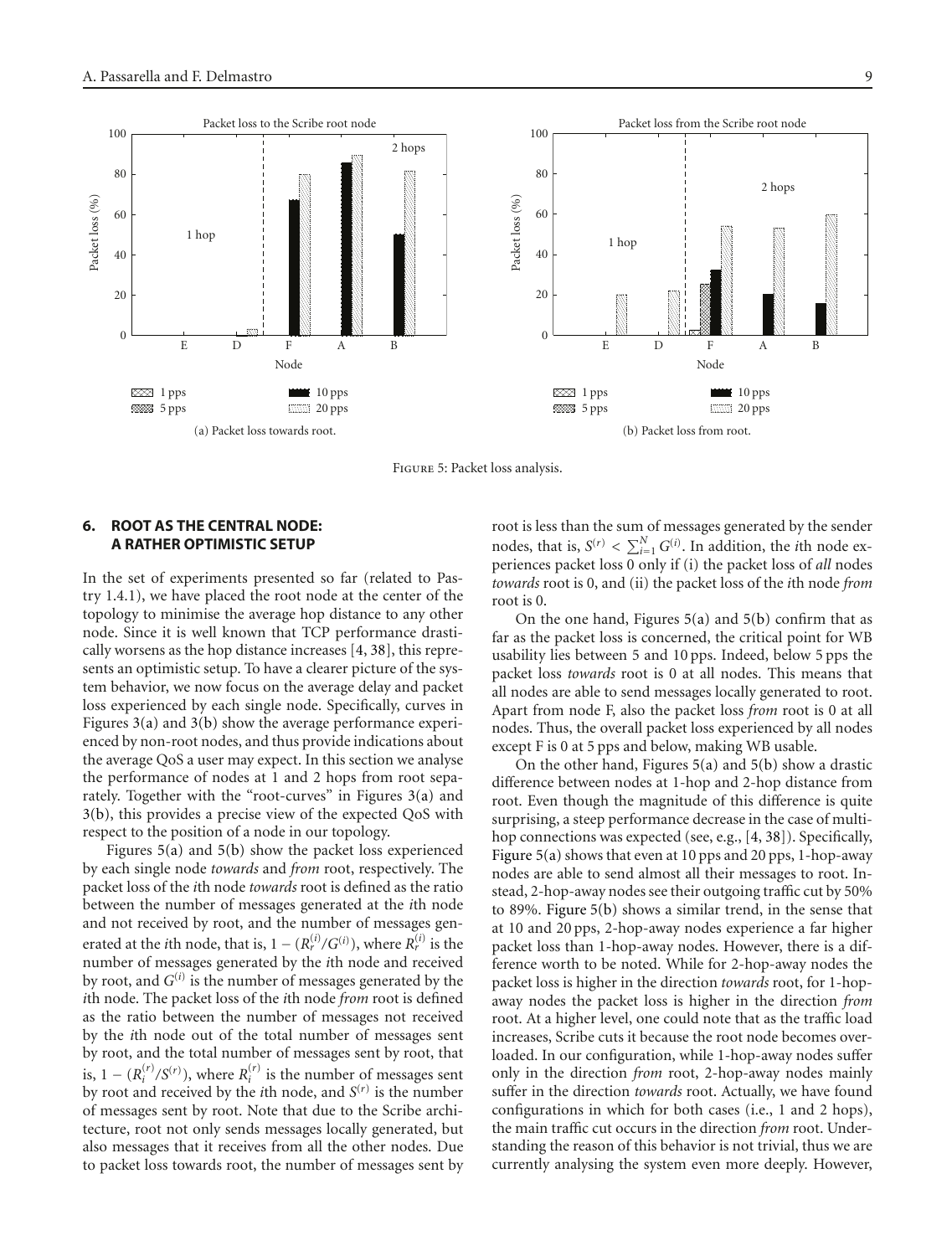Figure 5: Packet loss analysis.

(a) Packet loss towards root.

(b) Packet loss from root.

## 6. ROOT AS THE CENTRAL NODE: A RATHER OPTIMISTIC SETUP

In the set of experiments presented so far (related to Pastry 1.4.1), we have placed the root node at the center of the topology to minimise the average hop distance to any other node. Since it is well known that TCP performance drastically worsens as the hop distance increases [4, 38], this represents an optimistic setup. To have a clearer picture of the system behavior, we now focus on the average delay and packet loss experienced by each single node. Specifically, curves in Figures 3(a) and 3(b) show the average performance experienced by non-root nodes, and thus provide indications about the average QoS a user may expect. In this section we analyse the performance of nodes at 1 and 2 hops from root separately. Together with the "root-curves" in Figures 3(a) and 3(b), this provides a precise view of the expected QoS with respect to the position of a node in our topology.

Figures 5(a) and 5(b) show the packet loss experienced by each single node *towards* and *from* root, respectively. The packet loss of the $i$th node *towards* root is defined as the ratio between the number of messages generated at the $i$th node and not received by root, and the number of messages generated at the $i$th node, that is, $1 - (R_r^{(i)}/G^{(i)})$, where $R_r^{(i)}$ is the number of messages generated by the $i$th node and received by root, and $G^{(i)}$ is the number of messages generated by the $i$th node. The packet loss of the $i$th node *from* root is defined as the ratio between the number of messages not received by the $i$th node out of the total number of messages sent by root, and the total number of messages sent by root, that is, $1 - (R_i^{(r)}/S^{(r)})$, where $R_i^{(r)}$ is the number of messages sent by root and received by the $i$th node, and $S^{(r)}$ is the number of messages sent by root. Note that due to the Scribe architecture, root not only sends messages locally generated, but also messages that it receives from all the other nodes. Due to packet loss towards root, the number of messages sent by root is less than the sum of messages generated by the sender nodes, that is, $S^{(r)} < \sum_{i=1}^{N} G^{(i)}$. In addition, the $i$th node experiences packet loss 0 only if (i) the packet loss of *all* nodes *towards* root is 0, and (ii) the packet loss of the $i$th node *from* root is 0.

On the one hand, Figures 5(a) and 5(b) confirm that as far as the packet loss is concerned, the critical point for WB usability lies between 5 and 10 pps. Indeed, below 5 pps the packet loss *towards* root is 0 at all nodes. This means that all nodes are able to send messages locally generated to root. Apart from node F, also the packet loss *from* root is 0 at all nodes. Thus, the overall packet loss experienced by all nodes except F is 0 at 5 pps and below, making WB usable.

On the other hand, Figures 5(a) and 5(b) show a drastic difference between nodes at 1-hop and 2-hop distance from root. Even though the magnitude of this difference is quite surprising, a steep performance decrease in the case of multi-hop connections was expected (see, e.g., [4, 38]). Specifically, Figure 5(a) shows that even at 10 pps and 20 pps, 1-hop-away nodes are able to send almost all their messages to root. Instead, 2-hop-away nodes see their outgoing traffic cut by 50% to 89%. Figure 5(b) shows a similar trend, in the sense that at 10 and 20 pps, 2-hop-away nodes experience a far higher packet loss than 1-hop-away nodes. However, there is a difference worth to be noted. While for 2-hop-away nodes the packet loss is higher in the direction *towards* root, for 1-hop-away nodes the packet loss is higher in the direction *from* root. At a higher level, one could note that as the traffic load increases, Scribe cuts it because the root node becomes overloaded. In our configuration, while 1-hop-away nodes suffer only in the direction *from* root, 2-hop-away nodes mainly suffer in the direction *towards* root. Actually, we have found configurations in which for both cases (i.e., 1 and 2 hops), the main traffic cut occurs in the direction *from* root. Understanding the reason of this behavior is not trivial, thus we are currently analysing the system even more deeply. However,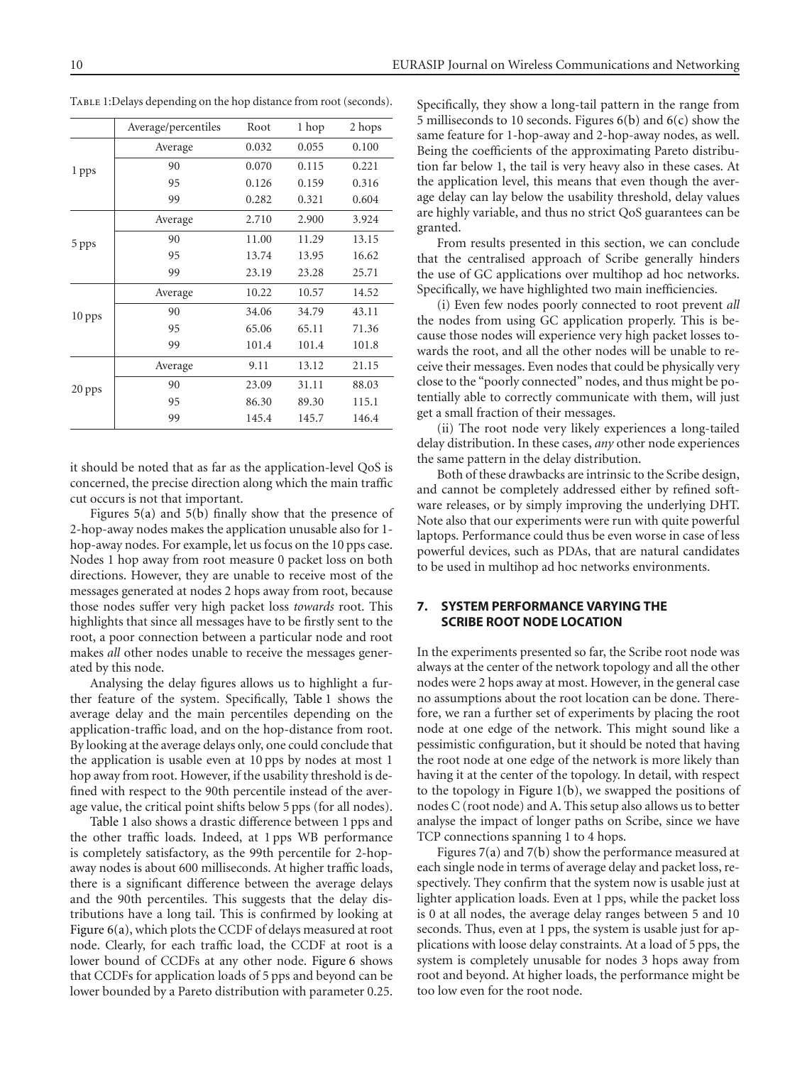Table 1: Delays depending on the hop distance from root (seconds).

| | Average/percentiles | Root | 1 hop | 2 hops |
|---|---|---|---|---|
| 1 pps | Average | 0.032 | 0.055 | 0.100 |
| | 90 | 0.070 | 0.115 | 0.221 |
| | 95 | 0.126 | 0.159 | 0.316 |
| | 99 | 0.282 | 0.321 | 0.604 |
| 5 pps | Average | 2.710 | 2.900 | 3.924 |
| | 90 | 11.00 | 11.29 | 13.15 |
| | 95 | 13.74 | 13.95 | 16.62 |
| | 99 | 23.19 | 23.28 | 25.71 |
| 10 pps | Average | 10.22 | 10.57 | 14.52 |
| | 90 | 34.06 | 34.79 | 43.11 |
| | 95 | 65.06 | 65.11 | 71.36 |
| | 99 | 101.4 | 101.4 | 101.8 |
| 20 pps | Average | 9.11 | 13.12 | 21.15 |
| | 90 | 23.09 | 31.11 | 88.03 |
| | 95 | 86.30 | 89.30 | 115.1 |
| | 99 | 145.4 | 145.7 | 146.4 |

it should be noted that as far as the application-level QoS is concerned, the precise direction along which the main traffic cut occurs is not that important.

Figures 5(a) and 5(b) finally show that the presence of 2-hop-away nodes makes the application unusable also for 1-hop-away nodes. For example, let us focus on the 10 pps case. Nodes 1 hop away from root measure 0 packet loss on both directions. However, they are unable to receive most of the messages generated at nodes 2 hops away from root, because those nodes suffer very high packet loss *towards* root. This highlights that since all messages have to be firstly sent to the root, a poor connection between a particular node and root makes *all* other nodes unable to receive the messages generated by this node.

Analysing the delay figures allows us to highlight a further feature of the system. Specifically, Table 1 shows the average delay and the main percentiles depending on the application-traffic load, and on the hop-distance from root. By looking at the average delays only, one could conclude that the application is usable even at 10 pps by nodes at most 1 hop away from root. However, if the usability threshold is defined with respect to the 90th percentile instead of the average value, the critical point shifts below 5 pps (for all nodes).

Table 1 also shows a drastic difference between 1 pps and the other traffic loads. Indeed, at 1 pps WB performance is completely satisfactory, as the 99th percentile for 2-hop-away nodes is about 600 milliseconds. At higher traffic loads, there is a significant difference between the average delays and the 90th percentiles. This suggests that the delay distributions have a long tail. This is confirmed by looking at Figure 6(a), which plots the CCDF of delays measured at root node. Clearly, for each traffic load, the CCDF at root is a lower bound of CCDFs at any other node. Figure 6 shows that CCDFs for application loads of 5 pps and beyond can be lower bounded by a Pareto distribution with parameter 0.25. Specifically, they show a long-tail pattern in the range from 5 milliseconds to 10 seconds. Figures 6(b) and 6(c) show the same feature for 1-hop-away and 2-hop-away nodes, as well. Being the coefficients of the approximating Pareto distribution far below 1, the tail is very heavy also in these cases. At the application level, this means that even though the average delay can lay below the usability threshold, delay values are highly variable, and thus no strict QoS guarantees can be granted.

From results presented in this section, we can conclude that the centralised approach of Scribe generally hinders the use of GC applications over multihop ad hoc networks. Specifically, we have highlighted two main inefficiencies.

(i) Even few nodes poorly connected to root prevent *all* the nodes from using GC application properly. This is because those nodes will experience very high packet losses towards the root, and all the other nodes will be unable to receive their messages. Even nodes that could be physically very close to the "poorly connected" nodes, and thus might be potentially able to correctly communicate with them, will just get a small fraction of their messages.

(ii) The root node very likely experiences a long-tailed delay distribution. In these cases, *any* other node experiences the same pattern in the delay distribution.

Both of these drawbacks are intrinsic to the Scribe design, and cannot be completely addressed either by refined software releases, or by simply improving the underlying DHT. Note also that our experiments were run with quite powerful laptops. Performance could thus be even worse in case of less powerful devices, such as PDAs, that are natural candidates to be used in multihop ad hoc networks environments.

## 7. SYSTEM PERFORMANCE VARYING THE SCRIBE ROOT NODE LOCATION

In the experiments presented so far, the Scribe root node was always at the center of the network topology and all the other nodes were 2 hops away at most. However, in the general case no assumptions about the root location can be done. Therefore, we ran a further set of experiments by placing the root node at one edge of the network. This might sound like a pessimistic configuration, but it should be noted that having the root node at one edge of the network is more likely than having it at the center of the topology. In detail, with respect to the topology in Figure 1(b), we swapped the positions of nodes C (root node) and A. This setup also allows us to better analyse the impact of longer paths on Scribe, since we have TCP connections spanning 1 to 4 hops.

Figures 7(a) and 7(b) show the performance measured at each single node in terms of average delay and packet loss, respectively. They confirm that the system now is usable just at lighter application loads. Even at 1 pps, while the packet loss is 0 at all nodes, the average delay ranges between 5 and 10 seconds. Thus, even at 1 pps, the system is usable just for applications with loose delay constraints. At a load of 5 pps, the system is completely unusable for nodes 3 hops away from root and beyond. At higher loads, the performance might be too low even for the root node.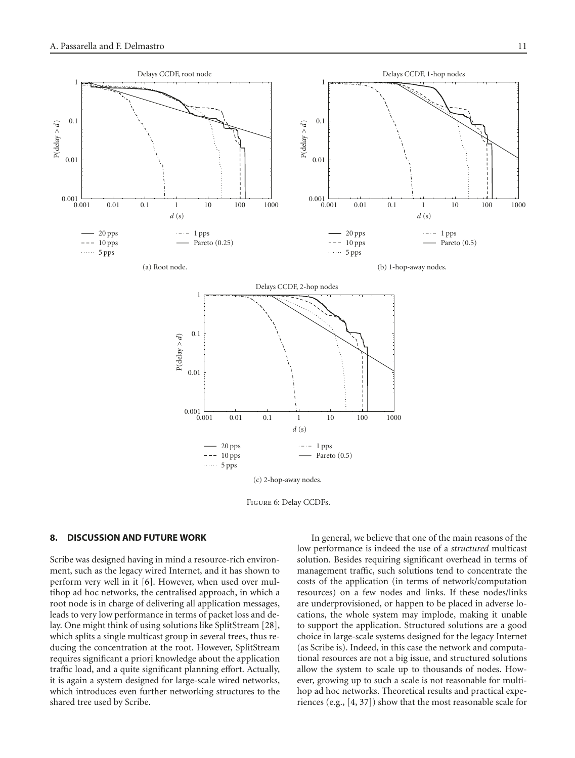(a) Root node.

(b) 1-hop-away nodes.

(c) 2-hop-away nodes.

Figure 6: Delay CCDFs.

## 8. DISCUSSION AND FUTURE WORK

Scribe was designed having in mind a resource-rich environment, such as the legacy wired Internet, and it has shown to perform very well in it [6]. However, when used over multihop ad hoc networks, the centralised approach, in which a root node is in charge of delivering all application messages, leads to very low performance in terms of packet loss and delay. One might think of using solutions like SplitStream [28], which splits a single multicast group in several trees, thus reducing the concentration at the root. However, SplitStream requires significant a priori knowledge about the application traffic load, and a quite significant planning effort. Actually, it is again a system designed for large-scale wired networks, which introduces even further networking structures to the shared tree used by Scribe.

In general, we believe that one of the main reasons of the low performance is indeed the use of a *structured* multicast solution. Besides requiring significant overhead in terms of management traffic, such solutions tend to concentrate the costs of the application (in terms of network/computation resources) on a few nodes and links. If these nodes/links are underprovisioned, or happen to be placed in adverse locations, the whole system may implode, making it unable to support the application. Structured solutions are a good choice in large-scale systems designed for the legacy Internet (as Scribe is). Indeed, in this case the network and computational resources are not a big issue, and structured solutions allow the system to scale up to thousands of nodes. However, growing up to such a scale is not reasonable for multihop ad hoc networks. Theoretical results and practical experiences (e.g., [4, 37]) show that the most reasonable scale for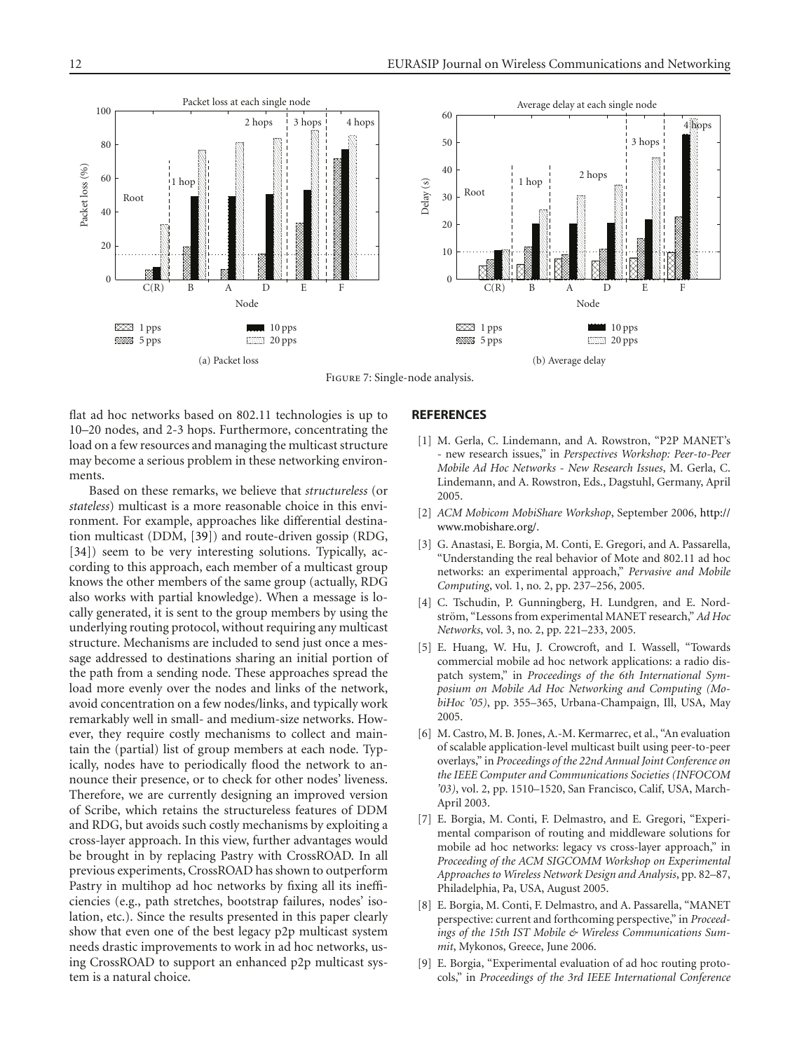Packet loss at each single node

Packet loss (%)

100
80
60
40
20
0

Root

1 hop

2 hops

3 hops

4 hops

C(R) B A D E F

Node

1 pps
5 pps
10 pps
20 pps

(a) Packet loss

Average delay at each single node

Delay (s)

60
50
40
30
20
10
0

Root

1 hop

2 hops

3 hops

4 hops

C(R) B A D E F

Node

1 pps
5 pps
10 pps
20 pps

(b) Average delay

Figure 7: Single-node analysis.

flat ad hoc networks based on 802.11 technologies is up to 10–20 nodes, and 2-3 hops. Furthermore, concentrating the load on a few resources and managing the multicast structure may become a serious problem in these networking environments.

Based on these remarks, we believe that *structureless* (or *stateless*) multicast is a more reasonable choice in this environment. For example, approaches like differential destination multicast (DDM, [39]) and route-driven gossip (RDG, [34]) seem to be very interesting solutions. Typically, according to this approach, each member of a multicast group knows the other members of the same group (actually, RDG also works with partial knowledge). When a message is locally generated, it is sent to the group members by using the underlying routing protocol, without requiring any multicast structure. Mechanisms are included to send just once a message addressed to destinations sharing an initial portion of the path from a sending node. These approaches spread the load more evenly over the nodes and links of the network, avoid concentration on a few nodes/links, and typically work remarkably well in small- and medium-size networks. However, they require costly mechanisms to collect and maintain the (partial) list of group members at each node. Typically, nodes have to periodically flood the network to announce their presence, or to check for other nodes' liveness. Therefore, we are currently designing an improved version of Scribe, which retains the structureless features of DDM and RDG, but avoids such costly mechanisms by exploiting a cross-layer approach. In this view, further advantages would be brought in by replacing Pastry with CrossROAD. In all previous experiments, CrossROAD has shown to outperform Pastry in multihop ad hoc networks by fixing all its inefficiencies (e.g., path stretches, bootstrap failures, nodes' isolation, etc.). Since the results presented in this paper clearly show that even one of the best legacy p2p multicast system needs drastic improvements to work in ad hoc networks, using CrossROAD to support an enhanced p2p multicast system is a natural choice.

## REFERENCES

[1] M. Gerla, C. Lindemann, and A. Rowstron, "P2P MANET's - new research issues," in *Perspectives Workshop: Peer-to-Peer Mobile Ad Hoc Networks - New Research Issues*, M. Gerla, C. Lindemann, and A. Rowstron, Eds., Dagstuhl, Germany, April 2005.

[2] *ACM Mobicom MobiShare Workshop*, September 2006, http://www.mobishare.org/.

[3] G. Anastasi, E. Borgia, M. Conti, E. Gregori, and A. Passarella, "Understanding the real behavior of Mote and 802.11 ad hoc networks: an experimental approach," *Pervasive and Mobile Computing*, vol. 1, no. 2, pp. 237–256, 2005.

[4] C. Tschudin, P. Gunningberg, H. Lundgren, and E. Nordström, "Lessons from experimental MANET research," *Ad Hoc Networks*, vol. 3, no. 2, pp. 221–233, 2005.

[5] E. Huang, W. Hu, J. Crowcroft, and I. Wassell, "Towards commercial mobile ad hoc network applications: a radio dispatch system," in *Proceedings of the 6th International Symposium on Mobile Ad Hoc Networking and Computing (MobiHoc '05)*, pp. 355–365, Urbana-Champaign, Ill, USA, May 2005.

[6] M. Castro, M. B. Jones, A.-M. Kermarrec, et al., "An evaluation of scalable application-level multicast built using peer-to-peer overlays," in *Proceedings of the 22nd Annual Joint Conference on the IEEE Computer and Communications Societies (INFOCOM '03)*, vol. 2, pp. 1510–1520, San Francisco, Calif, USA, March-April 2003.

[7] E. Borgia, M. Conti, F. Delmastro, and E. Gregori, "Experimental comparison of routing and middleware solutions for mobile ad hoc networks: legacy vs cross-layer approach," in *Proceeding of the ACM SIGCOMM Workshop on Experimental Approaches to Wireless Network Design and Analysis*, pp. 82–87, Philadelphia, Pa, USA, August 2005.

[8] E. Borgia, M. Conti, F. Delmastro, and A. Passarella, "MANET perspective: current and forthcoming perspective," in *Proceedings of the 15th IST Mobile & Wireless Communications Summit*, Mykonos, Greece, June 2006.

[9] E. Borgia, "Experimental evaluation of ad hoc routing protocols," in *Proceedings of the 3rd IEEE International Conference*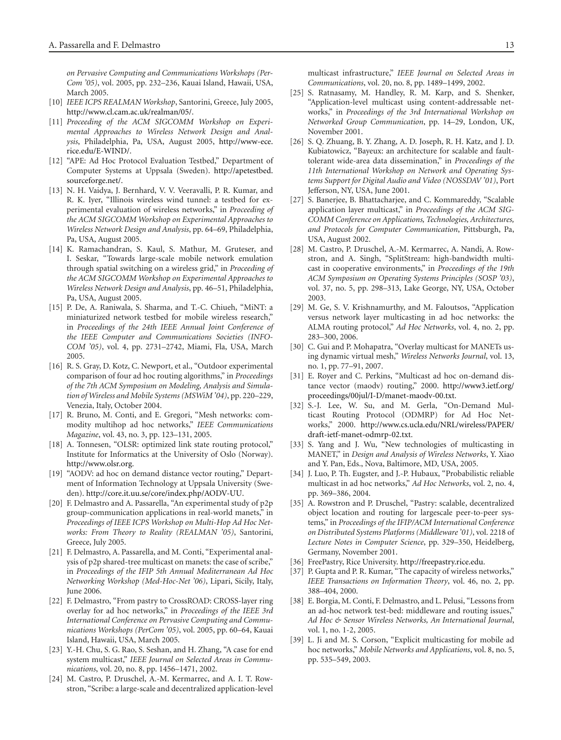*on Pervasive Computing and Communications Workshops (PerCom '05)*, vol. 2005, pp. 232–236, Kauai Island, Hawaii, USA, March 2005.

[10] *IEEE ICPS REALMAN Workshop*, Santorini, Greece, July 2005, http://www.cl.cam.ac.uk/realman/05/.

[11] *Proceeding of the ACM SIGCOMM Workshop on Experimental Approaches to Wireless Network Design and Analysis*, Philadelphia, Pa, USA, August 2005, http://www-ece.rice.edu/E-WIND/.

[12] "APE: Ad Hoc Protocol Evaluation Testbed," Department of Computer Systems at Uppsala (Sweden). http://apetestbed.sourceforge.net/.

[13] N. H. Vaidya, J. Bernhard, V. V. Veeravalli, P. R. Kumar, and R. K. Iyer, "Illinois wireless wind tunnel: a testbed for experimental evaluation of wireless networks," in *Proceeding of the ACM SIGCOMM Workshop on Experimental Approaches to Wireless Network Design and Analysis*, pp. 64–69, Philadelphia, Pa, USA, August 2005.

[14] K. Ramachandran, S. Kaul, S. Mathur, M. Gruteser, and I. Seskar, "Towards large-scale mobile network emulation through spatial switching on a wireless grid," in *Proceeding of the ACM SIGCOMM Workshop on Experimental Approaches to Wireless Network Design and Analysis*, pp. 46–51, Philadelphia, Pa, USA, August 2005.

[15] P. De, A. Raniwala, S. Sharma, and T.-C. Chiueh, "MiNT: a miniaturized network testbed for mobile wireless research," in *Proceedings of the 24th IEEE Annual Joint Conference of the IEEE Computer and Communications Societies (INFOCOM '05)*, vol. 4, pp. 2731–2742, Miami, Fla, USA, March 2005.

[16] R. S. Gray, D. Kotz, C. Newport, et al., "Outdoor experimental comparison of four ad hoc routing algorithms," in *Proceedings of the 7th ACM Symposium on Modeling, Analysis and Simulation of Wireless and Mobile Systems (MSWiM '04)*, pp. 220–229, Venezia, Italy, October 2004.

[17] R. Bruno, M. Conti, and E. Gregori, "Mesh networks: commodity multihop ad hoc networks," *IEEE Communications Magazine*, vol. 43, no. 3, pp. 123–131, 2005.

[18] A. Tonnesen, "OLSR: optimized link state routing protocol," Institute for Informatics at the University of Oslo (Norway). http://www.olsr.org.

[19] "AODV: ad hoc on demand distance vector routing," Department of Information Technology at Uppsala University (Sweden). http://core.it.uu.se/core/index.php/AODV-UU.

[20] F. Delmastro and A. Passarella, "An experimental study of p2p group-communication applications in real-world manets," in *Proceedings of IEEE ICPS Workshop on Multi-Hop Ad Hoc Networks: From Theory to Reality (REALMAN '05)*, Santorini, Greece, July 2005.

[21] F. Delmastro, A. Passarella, and M. Conti, "Experimental analysis of p2p shared-tree multicast on manets: the case of scribe," in *Proceedings of the IFIP 5th Annual Mediterranean Ad Hoc Networking Workshop (Med-Hoc-Net '06)*, Lipari, Sicily, Italy, June 2006.

[22] F. Delmastro, "From pastry to CrossROAD: CROSS-layer ring overlay for ad hoc networks," in *Proceedings of the IEEE 3rd International Conference on Pervasive Computing and Communications Workshops (PerCom '05)*, vol. 2005, pp. 60–64, Kauai Island, Hawaii, USA, March 2005.

[23] Y.-H. Chu, S. G. Rao, S. Seshan, and H. Zhang, "A case for end system multicast," *IEEE Journal on Selected Areas in Communications*, vol. 20, no. 8, pp. 1456–1471, 2002.

[24] M. Castro, P. Druschel, A.-M. Kermarrec, and A. I. T. Rowstron, "Scribe: a large-scale and decentralized application-level multicast infrastructure," *IEEE Journal on Selected Areas in Communications*, vol. 20, no. 8, pp. 1489–1499, 2002.

[25] S. Ratnasamy, M. Handley, R. M. Karp, and S. Shenker, "Application-level multicast using content-addressable networks," in *Proceedings of the 3rd International Workshop on Networked Group Communication*, pp. 14–29, London, UK, November 2001.

[26] S. Q. Zhuang, B. Y. Zhang, A. D. Joseph, R. H. Katz, and J. D. Kubiatowicz, "Bayeux: an architecture for scalable and fault-tolerant wide-area data dissemination," in *Proceedings of the 11th International Workshop on Network and Operating Systems Support for Digital Audio and Video (NOSSDAV '01)*, Port Jefferson, NY, USA, June 2001.

[27] S. Banerjee, B. Bhattacharjee, and C. Kommareddy, "Scalable application layer multicast," in *Proceedings of the ACM SIGCOMM Conference on Applications, Technologies, Architectures, and Protocols for Computer Communication*, Pittsburgh, Pa, USA, August 2002.

[28] M. Castro, P. Druschel, A.-M. Kermarrec, A. Nandi, A. Rowstron, and A. Singh, "SplitStream: high-bandwidth multicast in cooperative environments," in *Proceedings of the 19th ACM Symposium on Operating Systems Principles (SOSP '03)*, vol. 37, no. 5, pp. 298–313, Lake George, NY, USA, October 2003.

[29] M. Ge, S. V. Krishnamurthy, and M. Faloutsos, "Application versus network layer multicasting in ad hoc networks: the ALMA routing protocol," *Ad Hoc Networks*, vol. 4, no. 2, pp. 283–300, 2006.

[30] C. Gui and P. Mohapatra, "Overlay multicast for MANETs using dynamic virtual mesh," *Wireless Networks Journal*, vol. 13, no. 1, pp. 77–91, 2007.

[31] E. Royer and C. Perkins, "Multicast ad hoc on-demand distance vector (maodv) routing," 2000. http://www3.ietf.org/proceedings/00jul/I-D/manet-maodv-00.txt.

[32] S.-J. Lee, W. Su, and M. Gerla, "On-Demand Multicast Routing Protocol (ODMRP) for Ad Hoc Networks," 2000. http://www.cs.ucla.edu/NRL/wireless/PAPER/draft-ietf-manet-odmrp-02.txt.

[33] S. Yang and J. Wu, "New technologies of multicasting in MANET," in *Design and Analysis of Wireless Networks*, Y. Xiao and Y. Pan, Eds., Nova, Baltimore, MD, USA, 2005.

[34] J. Luo, P. Th. Eugster, and J.-P. Hubaux, "Probabilistic reliable multicast in ad hoc networks," *Ad Hoc Networks*, vol. 2, no. 4, pp. 369–386, 2004.

[35] A. Rowstron and P. Druschel, "Pastry: scalable, decentralized object location and routing for largescale peer-to-peer systems," in *Proceedings of the IFIP/ACM International Conference on Distributed Systems Platforms (Middleware '01)*, vol. 2218 of *Lecture Notes in Computer Science*, pp. 329–350, Heidelberg, Germany, November 2001.

[36] FreePastry, Rice University. http://freepastry.rice.edu.

[37] P. Gupta and P. R. Kumar, "The capacity of wireless networks," *IEEE Transactions on Information Theory*, vol. 46, no. 2, pp. 388–404, 2000.

[38] E. Borgia, M. Conti, F. Delmastro, and L. Pelusi, "Lessons from an ad-hoc network test-bed: middleware and routing issues," *Ad Hoc & Sensor Wireless Networks, An International Journal*, vol. 1, no. 1-2, 2005.

[39] L. Ji and M. S. Corson, "Explicit multicasting for mobile ad hoc networks," *Mobile Networks and Applications*, vol. 8, no. 5, pp. 535–549, 2003.